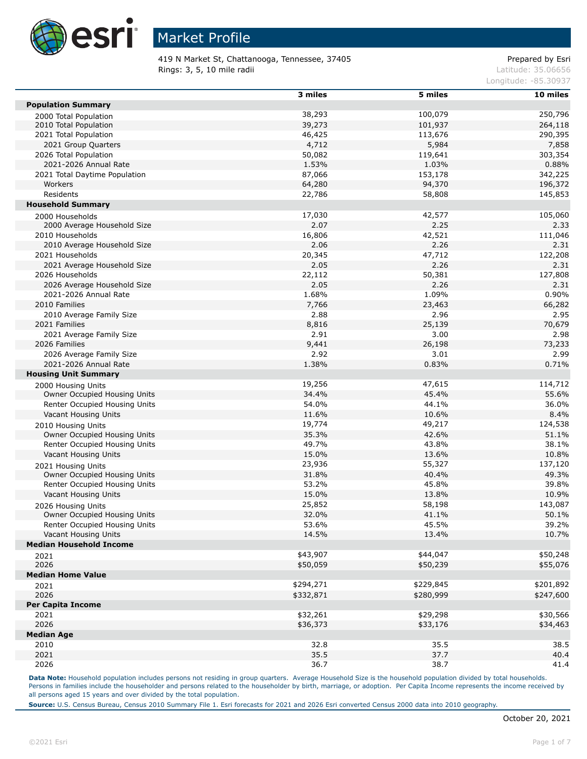# Market Profile

419 N Market St, Chattanooga, Tennessee, 37405
Rings: 3, 5, 10 mile radii

Prepared by Esri
Latitude: 35.06656
Longitude: -85.30937

| | 3 miles | 5 miles | 10 miles |
|---|---|---|---|
| **Population Summary** | | | |
| 2000 Total Population | 38,293 | 100,079 | 250,796 |
| 2010 Total Population | 39,273 | 101,937 | 264,118 |
| 2021 Total Population | 46,425 | 113,676 | 290,395 |
| 2021 Group Quarters | 4,712 | 5,984 | 7,858 |
| 2026 Total Population | 50,082 | 119,641 | 303,354 |
| 2021-2026 Annual Rate | 1.53% | 1.03% | 0.88% |
| 2021 Total Daytime Population | 87,066 | 153,178 | 342,225 |
| Workers | 64,280 | 94,370 | 196,372 |
| Residents | 22,786 | 58,808 | 145,853 |
| **Household Summary** | | | |
| 2000 Households | 17,030 | 42,577 | 105,060 |
| 2000 Average Household Size | 2.07 | 2.25 | 2.33 |
| 2010 Households | 16,806 | 42,521 | 111,046 |
| 2010 Average Household Size | 2.06 | 2.26 | 2.31 |
| 2021 Households | 20,345 | 47,712 | 122,208 |
| 2021 Average Household Size | 2.05 | 2.26 | 2.31 |
| 2026 Households | 22,112 | 50,381 | 127,808 |
| 2026 Average Household Size | 2.05 | 2.26 | 2.31 |
| 2021-2026 Annual Rate | 1.68% | 1.09% | 0.90% |
| 2010 Families | 7,766 | 23,463 | 66,282 |
| 2010 Average Family Size | 2.88 | 2.96 | 2.95 |
| 2021 Families | 8,816 | 25,139 | 70,679 |
| 2021 Average Family Size | 2.91 | 3.00 | 2.98 |
| 2026 Families | 9,441 | 26,198 | 73,233 |
| 2026 Average Family Size | 2.92 | 3.01 | 2.99 |
| 2021-2026 Annual Rate | 1.38% | 0.83% | 0.71% |
| **Housing Unit Summary** | | | |
| 2000 Housing Units | 19,256 | 47,615 | 114,712 |
| Owner Occupied Housing Units | 34.4% | 45.4% | 55.6% |
| Renter Occupied Housing Units | 54.0% | 44.1% | 36.0% |
| Vacant Housing Units | 11.6% | 10.6% | 8.4% |
| 2010 Housing Units | 19,774 | 49,217 | 124,538 |
| Owner Occupied Housing Units | 35.3% | 42.6% | 51.1% |
| Renter Occupied Housing Units | 49.7% | 43.8% | 38.1% |
| Vacant Housing Units | 15.0% | 13.6% | 10.8% |
| 2021 Housing Units | 23,936 | 55,327 | 137,120 |
| Owner Occupied Housing Units | 31.8% | 40.4% | 49.3% |
| Renter Occupied Housing Units | 53.2% | 45.8% | 39.8% |
| Vacant Housing Units | 15.0% | 13.8% | 10.9% |
| 2026 Housing Units | 25,852 | 58,198 | 143,087 |
| Owner Occupied Housing Units | 32.0% | 41.1% | 50.1% |
| Renter Occupied Housing Units | 53.6% | 45.5% | 39.2% |
| Vacant Housing Units | 14.5% | 13.4% | 10.7% |
| **Median Household Income** | | | |
| 2021 | $43,907 | $44,047 | $50,248 |
| 2026 | $50,059 | $50,239 | $55,076 |
| **Median Home Value** | | | |
| 2021 | $294,271 | $229,845 | $201,892 |
| 2026 | $332,871 | $280,999 | $247,600 |
| **Per Capita Income** | | | |
| 2021 | $32,261 | $29,298 | $30,566 |
| 2026 | $36,373 | $33,176 | $34,463 |
| **Median Age** | | | |
| 2010 | 32.8 | 35.5 | 38.5 |
| 2021 | 35.5 | 37.7 | 40.4 |
| 2026 | 36.7 | 38.7 | 41.4 |

**Data Note:** Household population includes persons not residing in group quarters. Average Household Size is the household population divided by total households. Persons in families include the householder and persons related to the householder by birth, marriage, or adoption. Per Capita Income represents the income received by all persons aged 15 years and over divided by the total population.

**Source:** U.S. Census Bureau, Census 2010 Summary File 1. Esri forecasts for 2021 and 2026 Esri converted Census 2000 data into 2010 geography.

October 20, 2021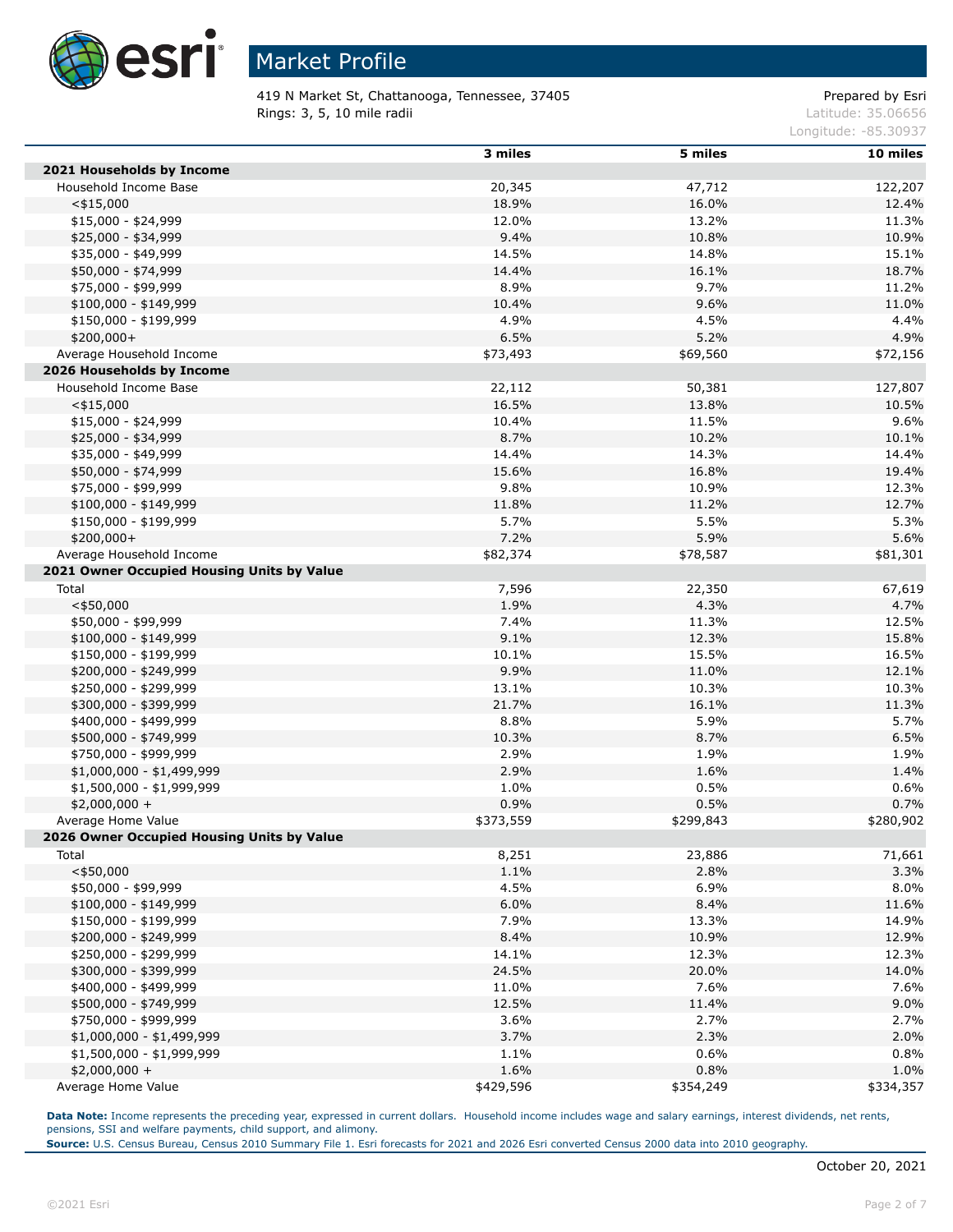# Market Profile

419 N Market St, Chattanooga, Tennessee, 37405
Rings: 3, 5, 10 mile radii

Prepared by Esri
Latitude: 35.06656
Longitude: -85.30937

| | 3 miles | 5 miles | 10 miles |
|---|---|---|---|
| **2021 Households by Income** | | | |
| Household Income Base | 20,345 | 47,712 | 122,207 |
| <$15,000 | 18.9% | 16.0% | 12.4% |
| $15,000 - $24,999 | 12.0% | 13.2% | 11.3% |
| $25,000 - $34,999 | 9.4% | 10.8% | 10.9% |
| $35,000 - $49,999 | 14.5% | 14.8% | 15.1% |
| $50,000 - $74,999 | 14.4% | 16.1% | 18.7% |
| $75,000 - $99,999 | 8.9% | 9.7% | 11.2% |
| $100,000 - $149,999 | 10.4% | 9.6% | 11.0% |
| $150,000 - $199,999 | 4.9% | 4.5% | 4.4% |
| $200,000+ | 6.5% | 5.2% | 4.9% |
| Average Household Income | $73,493 | $69,560 | $72,156 |
| **2026 Households by Income** | | | |
| Household Income Base | 22,112 | 50,381 | 127,807 |
| <$15,000 | 16.5% | 13.8% | 10.5% |
| $15,000 - $24,999 | 10.4% | 11.5% | 9.6% |
| $25,000 - $34,999 | 8.7% | 10.2% | 10.1% |
| $35,000 - $49,999 | 14.4% | 14.3% | 14.4% |
| $50,000 - $74,999 | 15.6% | 16.8% | 19.4% |
| $75,000 - $99,999 | 9.8% | 10.9% | 12.3% |
| $100,000 - $149,999 | 11.8% | 11.2% | 12.7% |
| $150,000 - $199,999 | 5.7% | 5.5% | 5.3% |
| $200,000+ | 7.2% | 5.9% | 5.6% |
| Average Household Income | $82,374 | $78,587 | $81,301 |
| **2021 Owner Occupied Housing Units by Value** | | | |
| Total | 7,596 | 22,350 | 67,619 |
| <$50,000 | 1.9% | 4.3% | 4.7% |
| $50,000 - $99,999 | 7.4% | 11.3% | 12.5% |
| $100,000 - $149,999 | 9.1% | 12.3% | 15.8% |
| $150,000 - $199,999 | 10.1% | 15.5% | 16.5% |
| $200,000 - $249,999 | 9.9% | 11.0% | 12.1% |
| $250,000 - $299,999 | 13.1% | 10.3% | 10.3% |
| $300,000 - $399,999 | 21.7% | 16.1% | 11.3% |
| $400,000 - $499,999 | 8.8% | 5.9% | 5.7% |
| $500,000 - $749,999 | 10.3% | 8.7% | 6.5% |
| $750,000 - $999,999 | 2.9% | 1.9% | 1.9% |
| $1,000,000 - $1,499,999 | 2.9% | 1.6% | 1.4% |
| $1,500,000 - $1,999,999 | 1.0% | 0.5% | 0.6% |
| $2,000,000 + | 0.9% | 0.5% | 0.7% |
| Average Home Value | $373,559 | $299,843 | $280,902 |
| **2026 Owner Occupied Housing Units by Value** | | | |
| Total | 8,251 | 23,886 | 71,661 |
| <$50,000 | 1.1% | 2.8% | 3.3% |
| $50,000 - $99,999 | 4.5% | 6.9% | 8.0% |
| $100,000 - $149,999 | 6.0% | 8.4% | 11.6% |
| $150,000 - $199,999 | 7.9% | 13.3% | 14.9% |
| $200,000 - $249,999 | 8.4% | 10.9% | 12.9% |
| $250,000 - $299,999 | 14.1% | 12.3% | 12.3% |
| $300,000 - $399,999 | 24.5% | 20.0% | 14.0% |
| $400,000 - $499,999 | 11.0% | 7.6% | 7.6% |
| $500,000 - $749,999 | 12.5% | 11.4% | 9.0% |
| $750,000 - $999,999 | 3.6% | 2.7% | 2.7% |
| $1,000,000 - $1,499,999 | 3.7% | 2.3% | 2.0% |
| $1,500,000 - $1,999,999 | 1.1% | 0.6% | 0.8% |
| $2,000,000 + | 1.6% | 0.8% | 1.0% |
| Average Home Value | $429,596 | $354,249 | $334,357 |

**Data Note:** Income represents the preceding year, expressed in current dollars. Household income includes wage and salary earnings, interest dividends, net rents, pensions, SSI and welfare payments, child support, and alimony.
**Source:** U.S. Census Bureau, Census 2010 Summary File 1. Esri forecasts for 2021 and 2026 Esri converted Census 2000 data into 2010 geography.

October 20, 2021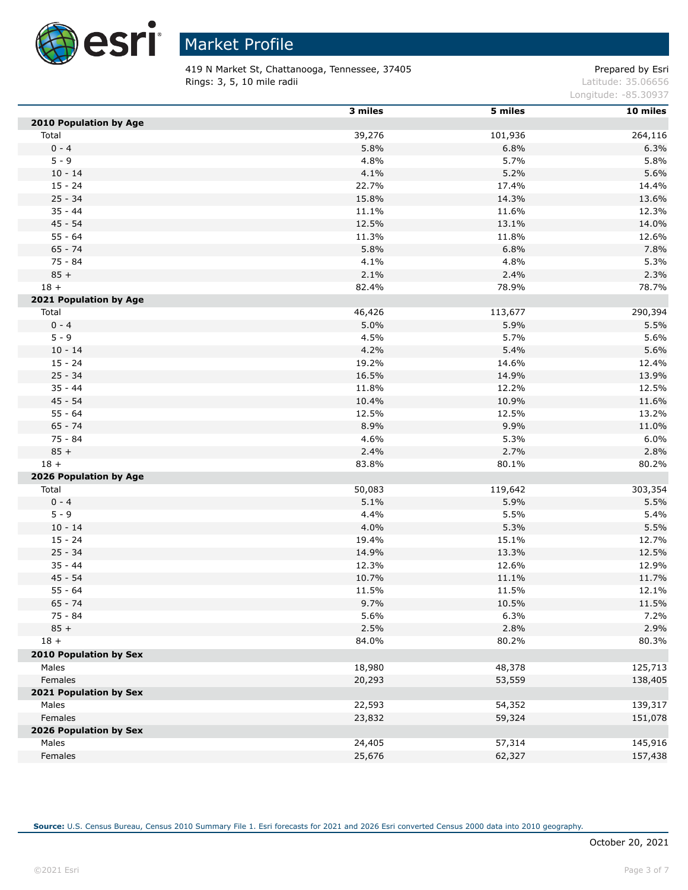# Market Profile

419 N Market St, Chattanooga, Tennessee, 37405
Rings: 3, 5, 10 mile radii

Prepared by Esri
Latitude: 35.06656
Longitude: -85.30937

| | 3 miles | 5 miles | 10 miles |
|---|---|---|---|
| **2010 Population by Age** | | | |
| Total | 39,276 | 101,936 | 264,116 |
| 0 - 4 | 5.8% | 6.8% | 6.3% |
| 5 - 9 | 4.8% | 5.7% | 5.8% |
| 10 - 14 | 4.1% | 5.2% | 5.6% |
| 15 - 24 | 22.7% | 17.4% | 14.4% |
| 25 - 34 | 15.8% | 14.3% | 13.6% |
| 35 - 44 | 11.1% | 11.6% | 12.3% |
| 45 - 54 | 12.5% | 13.1% | 14.0% |
| 55 - 64 | 11.3% | 11.8% | 12.6% |
| 65 - 74 | 5.8% | 6.8% | 7.8% |
| 75 - 84 | 4.1% | 4.8% | 5.3% |
| 85 + | 2.1% | 2.4% | 2.3% |
| 18 + | 82.4% | 78.9% | 78.7% |
| **2021 Population by Age** | | | |
| Total | 46,426 | 113,677 | 290,394 |
| 0 - 4 | 5.0% | 5.9% | 5.5% |
| 5 - 9 | 4.5% | 5.7% | 5.6% |
| 10 - 14 | 4.2% | 5.4% | 5.6% |
| 15 - 24 | 19.2% | 14.6% | 12.4% |
| 25 - 34 | 16.5% | 14.9% | 13.9% |
| 35 - 44 | 11.8% | 12.2% | 12.5% |
| 45 - 54 | 10.4% | 10.9% | 11.6% |
| 55 - 64 | 12.5% | 12.5% | 13.2% |
| 65 - 74 | 8.9% | 9.9% | 11.0% |
| 75 - 84 | 4.6% | 5.3% | 6.0% |
| 85 + | 2.4% | 2.7% | 2.8% |
| 18 + | 83.8% | 80.1% | 80.2% |
| **2026 Population by Age** | | | |
| Total | 50,083 | 119,642 | 303,354 |
| 0 - 4 | 5.1% | 5.9% | 5.5% |
| 5 - 9 | 4.4% | 5.5% | 5.4% |
| 10 - 14 | 4.0% | 5.3% | 5.5% |
| 15 - 24 | 19.4% | 15.1% | 12.7% |
| 25 - 34 | 14.9% | 13.3% | 12.5% |
| 35 - 44 | 12.3% | 12.6% | 12.9% |
| 45 - 54 | 10.7% | 11.1% | 11.7% |
| 55 - 64 | 11.5% | 11.5% | 12.1% |
| 65 - 74 | 9.7% | 10.5% | 11.5% |
| 75 - 84 | 5.6% | 6.3% | 7.2% |
| 85 + | 2.5% | 2.8% | 2.9% |
| 18 + | 84.0% | 80.2% | 80.3% |
| **2010 Population by Sex** | | | |
| Males | 18,980 | 48,378 | 125,713 |
| Females | 20,293 | 53,559 | 138,405 |
| **2021 Population by Sex** | | | |
| Males | 22,593 | 54,352 | 139,317 |
| Females | 23,832 | 59,324 | 151,078 |
| **2026 Population by Sex** | | | |
| Males | 24,405 | 57,314 | 145,916 |
| Females | 25,676 | 62,327 | 157,438 |

**Source:** U.S. Census Bureau, Census 2010 Summary File 1. Esri forecasts for 2021 and 2026 Esri converted Census 2000 data into 2010 geography.

October 20, 2021

©2021 Esri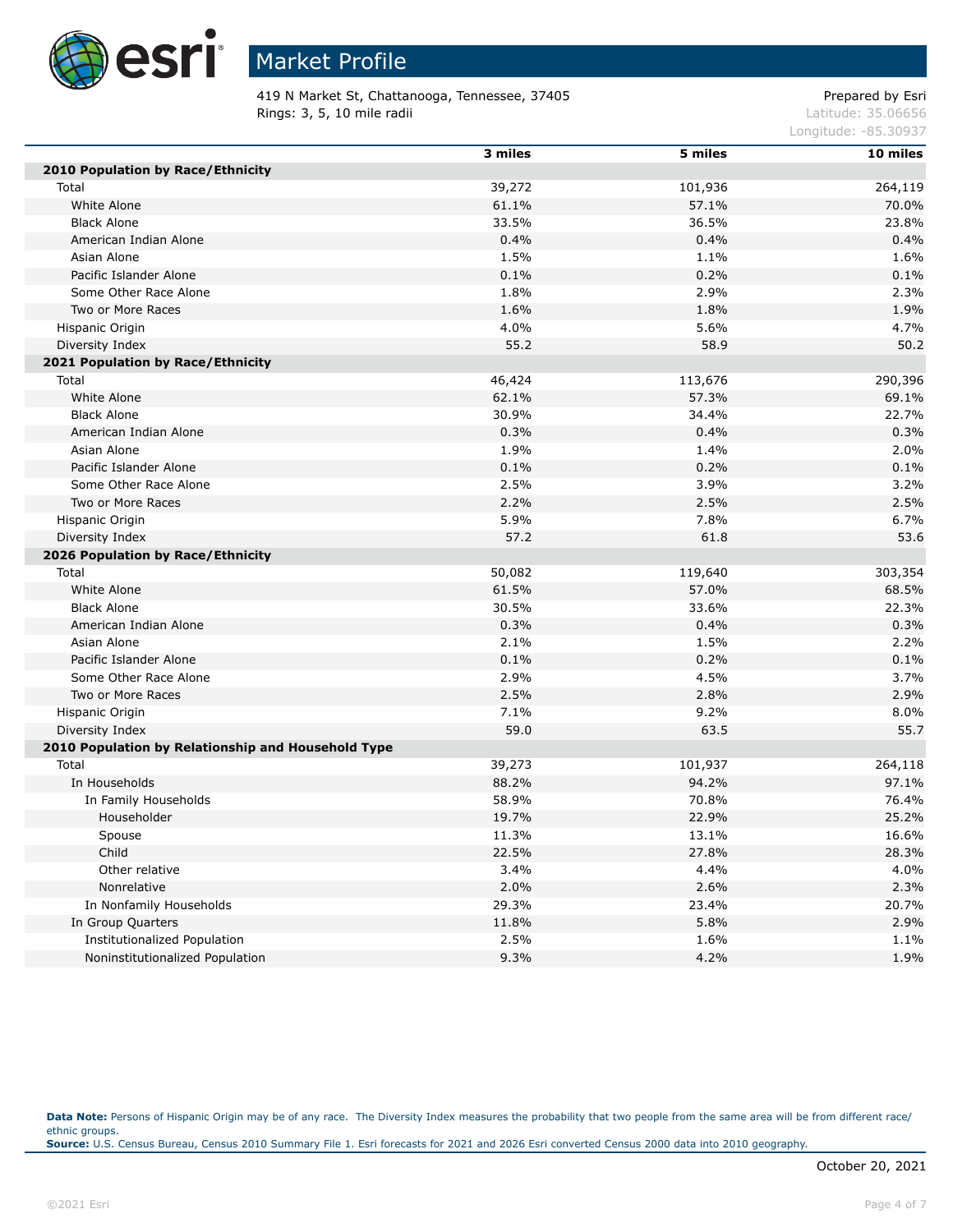# Market Profile

419 N Market St, Chattanooga, Tennessee, 37405
Rings: 3, 5, 10 mile radii

Prepared by Esri
Latitude: 35.06656
Longitude: -85.30937

| | 3 miles | 5 miles | 10 miles |
|---|---|---|---|
| **2010 Population by Race/Ethnicity** | | | |
| Total | 39,272 | 101,936 | 264,119 |
| White Alone | 61.1% | 57.1% | 70.0% |
| Black Alone | 33.5% | 36.5% | 23.8% |
| American Indian Alone | 0.4% | 0.4% | 0.4% |
| Asian Alone | 1.5% | 1.1% | 1.6% |
| Pacific Islander Alone | 0.1% | 0.2% | 0.1% |
| Some Other Race Alone | 1.8% | 2.9% | 2.3% |
| Two or More Races | 1.6% | 1.8% | 1.9% |
| Hispanic Origin | 4.0% | 5.6% | 4.7% |
| Diversity Index | 55.2 | 58.9 | 50.2 |
| **2021 Population by Race/Ethnicity** | | | |
| Total | 46,424 | 113,676 | 290,396 |
| White Alone | 62.1% | 57.3% | 69.1% |
| Black Alone | 30.9% | 34.4% | 22.7% |
| American Indian Alone | 0.3% | 0.4% | 0.3% |
| Asian Alone | 1.9% | 1.4% | 2.0% |
| Pacific Islander Alone | 0.1% | 0.2% | 0.1% |
| Some Other Race Alone | 2.5% | 3.9% | 3.2% |
| Two or More Races | 2.2% | 2.5% | 2.5% |
| Hispanic Origin | 5.9% | 7.8% | 6.7% |
| Diversity Index | 57.2 | 61.8 | 53.6 |
| **2026 Population by Race/Ethnicity** | | | |
| Total | 50,082 | 119,640 | 303,354 |
| White Alone | 61.5% | 57.0% | 68.5% |
| Black Alone | 30.5% | 33.6% | 22.3% |
| American Indian Alone | 0.3% | 0.4% | 0.3% |
| Asian Alone | 2.1% | 1.5% | 2.2% |
| Pacific Islander Alone | 0.1% | 0.2% | 0.1% |
| Some Other Race Alone | 2.9% | 4.5% | 3.7% |
| Two or More Races | 2.5% | 2.8% | 2.9% |
| Hispanic Origin | 7.1% | 9.2% | 8.0% |
| Diversity Index | 59.0 | 63.5 | 55.7 |
| **2010 Population by Relationship and Household Type** | | | |
| Total | 39,273 | 101,937 | 264,118 |
| In Households | 88.2% | 94.2% | 97.1% |
| In Family Households | 58.9% | 70.8% | 76.4% |
| Householder | 19.7% | 22.9% | 25.2% |
| Spouse | 11.3% | 13.1% | 16.6% |
| Child | 22.5% | 27.8% | 28.3% |
| Other relative | 3.4% | 4.4% | 4.0% |
| Nonrelative | 2.0% | 2.6% | 2.3% |
| In Nonfamily Households | 29.3% | 23.4% | 20.7% |
| In Group Quarters | 11.8% | 5.8% | 2.9% |
| Institutionalized Population | 2.5% | 1.6% | 1.1% |
| Noninstitutionalized Population | 9.3% | 4.2% | 1.9% |

**Data Note:** Persons of Hispanic Origin may be of any race. The Diversity Index measures the probability that two people from the same area will be from different race/ethnic groups.
**Source:** U.S. Census Bureau, Census 2010 Summary File 1. Esri forecasts for 2021 and 2026 Esri converted Census 2000 data into 2010 geography.

October 20, 2021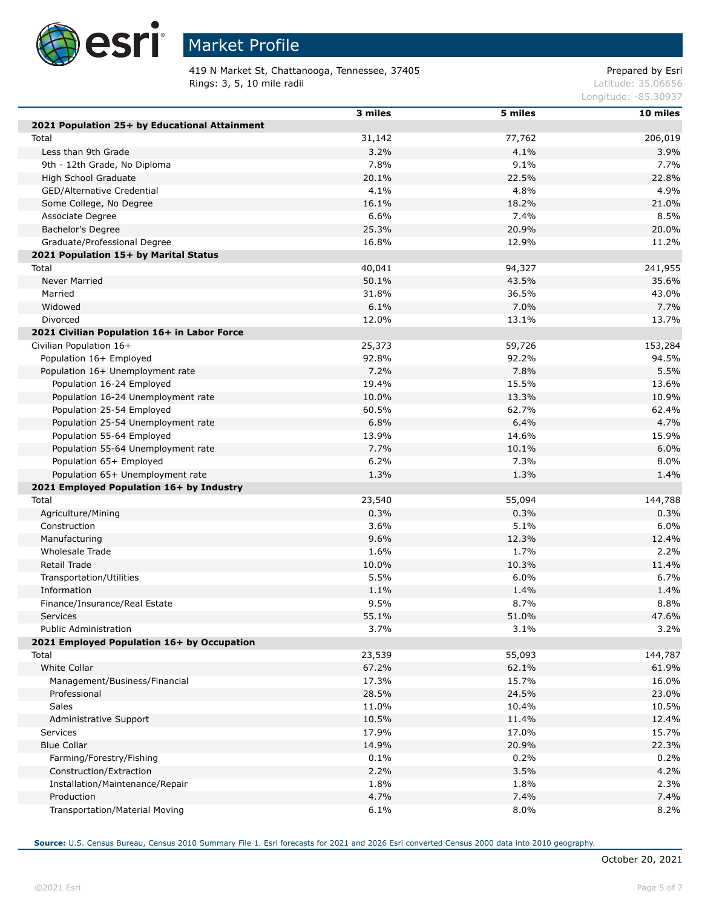# Market Profile

419 N Market St, Chattanooga, Tennessee, 37405
Rings: 3, 5, 10 mile radii

Prepared by Esri
Latitude: 35.06656
Longitude: -85.30937

| | 3 miles | 5 miles | 10 miles |
|---|---|---|---|
| **2021 Population 25+ by Educational Attainment** | | | |
| Total | 31,142 | 77,762 | 206,019 |
| Less than 9th Grade | 3.2% | 4.1% | 3.9% |
| 9th - 12th Grade, No Diploma | 7.8% | 9.1% | 7.7% |
| High School Graduate | 20.1% | 22.5% | 22.8% |
| GED/Alternative Credential | 4.1% | 4.8% | 4.9% |
| Some College, No Degree | 16.1% | 18.2% | 21.0% |
| Associate Degree | 6.6% | 7.4% | 8.5% |
| Bachelor's Degree | 25.3% | 20.9% | 20.0% |
| Graduate/Professional Degree | 16.8% | 12.9% | 11.2% |
| **2021 Population 15+ by Marital Status** | | | |
| Total | 40,041 | 94,327 | 241,955 |
| Never Married | 50.1% | 43.5% | 35.6% |
| Married | 31.8% | 36.5% | 43.0% |
| Widowed | 6.1% | 7.0% | 7.7% |
| Divorced | 12.0% | 13.1% | 13.7% |
| **2021 Civilian Population 16+ in Labor Force** | | | |
| Civilian Population 16+ | 25,373 | 59,726 | 153,284 |
| Population 16+ Employed | 92.8% | 92.2% | 94.5% |
| Population 16+ Unemployment rate | 7.2% | 7.8% | 5.5% |
| Population 16-24 Employed | 19.4% | 15.5% | 13.6% |
| Population 16-24 Unemployment rate | 10.0% | 13.3% | 10.9% |
| Population 25-54 Employed | 60.5% | 62.7% | 62.4% |
| Population 25-54 Unemployment rate | 6.8% | 6.4% | 4.7% |
| Population 55-64 Employed | 13.9% | 14.6% | 15.9% |
| Population 55-64 Unemployment rate | 7.7% | 10.1% | 6.0% |
| Population 65+ Employed | 6.2% | 7.3% | 8.0% |
| Population 65+ Unemployment rate | 1.3% | 1.3% | 1.4% |
| **2021 Employed Population 16+ by Industry** | | | |
| Total | 23,540 | 55,094 | 144,788 |
| Agriculture/Mining | 0.3% | 0.3% | 0.3% |
| Construction | 3.6% | 5.1% | 6.0% |
| Manufacturing | 9.6% | 12.3% | 12.4% |
| Wholesale Trade | 1.6% | 1.7% | 2.2% |
| Retail Trade | 10.0% | 10.3% | 11.4% |
| Transportation/Utilities | 5.5% | 6.0% | 6.7% |
| Information | 1.1% | 1.4% | 1.4% |
| Finance/Insurance/Real Estate | 9.5% | 8.7% | 8.8% |
| Services | 55.1% | 51.0% | 47.6% |
| Public Administration | 3.7% | 3.1% | 3.2% |
| **2021 Employed Population 16+ by Occupation** | | | |
| Total | 23,539 | 55,093 | 144,787 |
| White Collar | 67.2% | 62.1% | 61.9% |
| Management/Business/Financial | 17.3% | 15.7% | 16.0% |
| Professional | 28.5% | 24.5% | 23.0% |
| Sales | 11.0% | 10.4% | 10.5% |
| Administrative Support | 10.5% | 11.4% | 12.4% |
| Services | 17.9% | 17.0% | 15.7% |
| Blue Collar | 14.9% | 20.9% | 22.3% |
| Farming/Forestry/Fishing | 0.1% | 0.2% | 0.2% |
| Construction/Extraction | 2.2% | 3.5% | 4.2% |
| Installation/Maintenance/Repair | 1.8% | 1.8% | 2.3% |
| Production | 4.7% | 7.4% | 7.4% |
| Transportation/Material Moving | 6.1% | 8.0% | 8.2% |

**Source:** U.S. Census Bureau, Census 2010 Summary File 1. Esri forecasts for 2021 and 2026 Esri converted Census 2000 data into 2010 geography.

October 20, 2021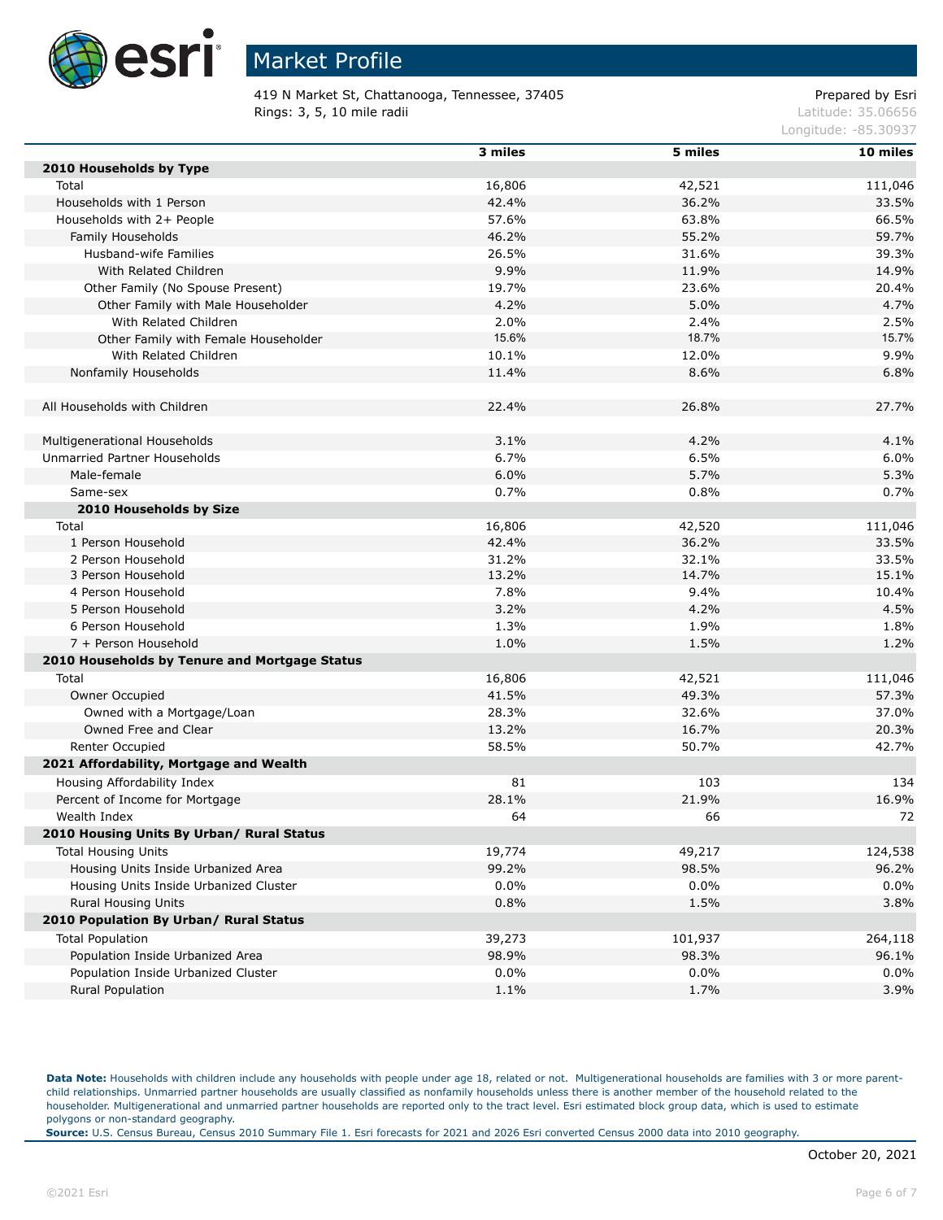# Market Profile

419 N Market St, Chattanooga, Tennessee, 37405
Rings: 3, 5, 10 mile radii

Prepared by Esri
Latitude: 35.06656
Longitude: -85.30937

| | 3 miles | 5 miles | 10 miles |
|---|---|---|---|
| **2010 Households by Type** | | | |
| Total | 16,806 | 42,521 | 111,046 |
| Households with 1 Person | 42.4% | 36.2% | 33.5% |
| Households with 2+ People | 57.6% | 63.8% | 66.5% |
| Family Households | 46.2% | 55.2% | 59.7% |
| Husband-wife Families | 26.5% | 31.6% | 39.3% |
| With Related Children | 9.9% | 11.9% | 14.9% |
| Other Family (No Spouse Present) | 19.7% | 23.6% | 20.4% |
| Other Family with Male Householder | 4.2% | 5.0% | 4.7% |
| With Related Children | 2.0% | 2.4% | 2.5% |
| Other Family with Female Householder | 15.6% | 18.7% | 15.7% |
| With Related Children | 10.1% | 12.0% | 9.9% |
| Nonfamily Households | 11.4% | 8.6% | 6.8% |
| | | | |
| All Households with Children | 22.4% | 26.8% | 27.7% |
| | | | |
| Multigenerational Households | 3.1% | 4.2% | 4.1% |
| Unmarried Partner Households | 6.7% | 6.5% | 6.0% |
| Male-female | 6.0% | 5.7% | 5.3% |
| Same-sex | 0.7% | 0.8% | 0.7% |
| **2010 Households by Size** | | | |
| Total | 16,806 | 42,520 | 111,046 |
| 1 Person Household | 42.4% | 36.2% | 33.5% |
| 2 Person Household | 31.2% | 32.1% | 33.5% |
| 3 Person Household | 13.2% | 14.7% | 15.1% |
| 4 Person Household | 7.8% | 9.4% | 10.4% |
| 5 Person Household | 3.2% | 4.2% | 4.5% |
| 6 Person Household | 1.3% | 1.9% | 1.8% |
| 7 + Person Household | 1.0% | 1.5% | 1.2% |
| **2010 Households by Tenure and Mortgage Status** | | | |
| Total | 16,806 | 42,521 | 111,046 |
| Owner Occupied | 41.5% | 49.3% | 57.3% |
| Owned with a Mortgage/Loan | 28.3% | 32.6% | 37.0% |
| Owned Free and Clear | 13.2% | 16.7% | 20.3% |
| Renter Occupied | 58.5% | 50.7% | 42.7% |
| **2021 Affordability, Mortgage and Wealth** | | | |
| Housing Affordability Index | 81 | 103 | 134 |
| Percent of Income for Mortgage | 28.1% | 21.9% | 16.9% |
| Wealth Index | 64 | 66 | 72 |
| **2010 Housing Units By Urban/ Rural Status** | | | |
| Total Housing Units | 19,774 | 49,217 | 124,538 |
| Housing Units Inside Urbanized Area | 99.2% | 98.5% | 96.2% |
| Housing Units Inside Urbanized Cluster | 0.0% | 0.0% | 0.0% |
| Rural Housing Units | 0.8% | 1.5% | 3.8% |
| **2010 Population By Urban/ Rural Status** | | | |
| Total Population | 39,273 | 101,937 | 264,118 |
| Population Inside Urbanized Area | 98.9% | 98.3% | 96.1% |
| Population Inside Urbanized Cluster | 0.0% | 0.0% | 0.0% |
| Rural Population | 1.1% | 1.7% | 3.9% |

**Data Note:** Households with children include any households with people under age 18, related or not. Multigenerational households are families with 3 or more parent-child relationships. Unmarried partner households are usually classified as nonfamily households unless there is another member of the household related to the householder. Multigenerational and unmarried partner households are reported only to the tract level. Esri estimated block group data, which is used to estimate polygons or non-standard geography.
**Source:** U.S. Census Bureau, Census 2010 Summary File 1. Esri forecasts for 2021 and 2026 Esri converted Census 2000 data into 2010 geography.

October 20, 2021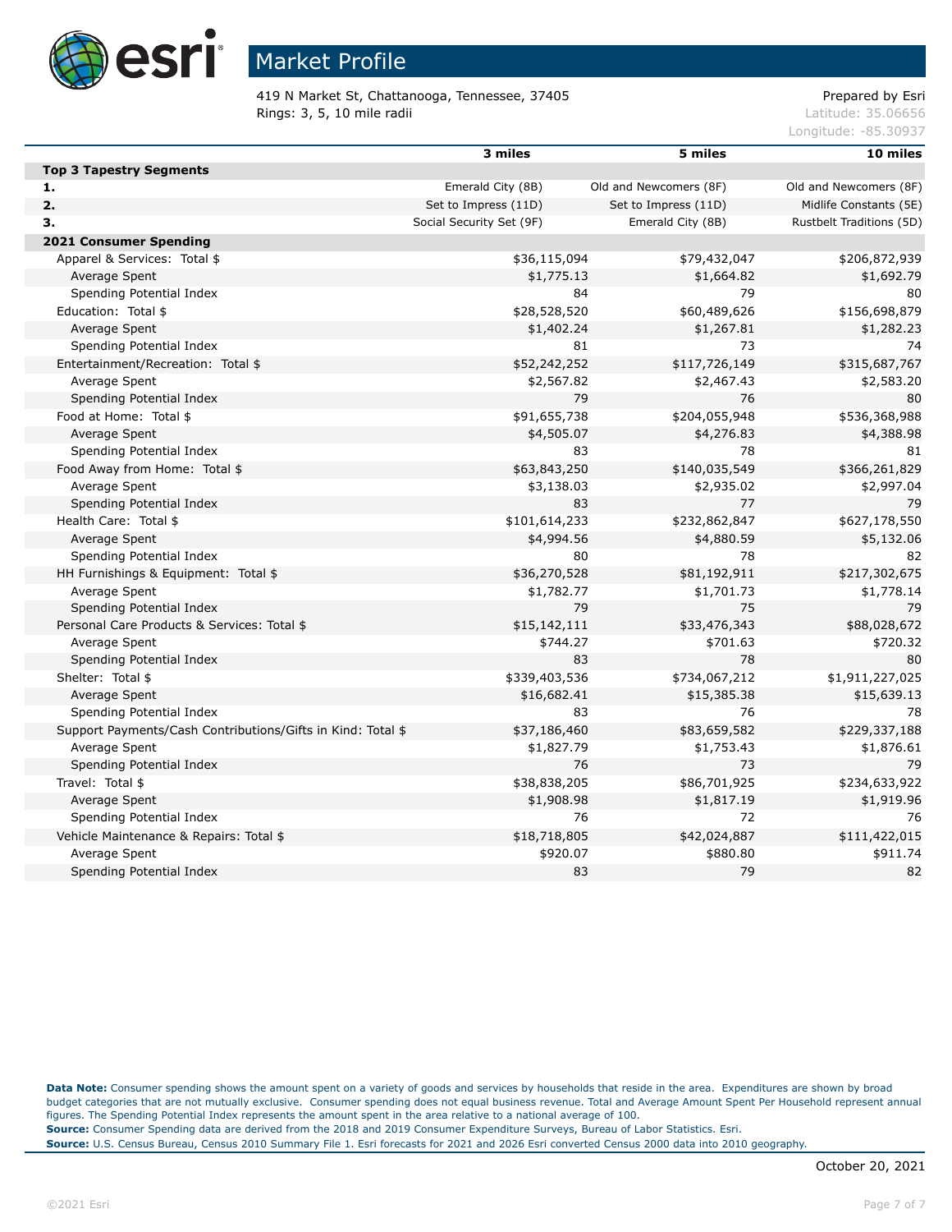# Market Profile

419 N Market St, Chattanooga, Tennessee, 37405
Rings: 3, 5, 10 mile radii

Prepared by Esri
Latitude: 35.06656
Longitude: -85.30937

| | 3 miles | 5 miles | 10 miles |
|---|---|---|---|
| **Top 3 Tapestry Segments** | | | |
| **1.** | Emerald City (8B) | Old and Newcomers (8F) | Old and Newcomers (8F) |
| **2.** | Set to Impress (11D) | Set to Impress (11D) | Midlife Constants (5E) |
| **3.** | Social Security Set (9F) | Emerald City (8B) | Rustbelt Traditions (5D) |
| **2021 Consumer Spending** | | | |
| Apparel & Services: Total $ | $36,115,094 | $79,432,047 | $206,872,939 |
| Average Spent | $1,775.13 | $1,664.82 | $1,692.79 |
| Spending Potential Index | 84 | 79 | 80 |
| Education: Total $ | $28,528,520 | $60,489,626 | $156,698,879 |
| Average Spent | $1,402.24 | $1,267.81 | $1,282.23 |
| Spending Potential Index | 81 | 73 | 74 |
| Entertainment/Recreation: Total $ | $52,242,252 | $117,726,149 | $315,687,767 |
| Average Spent | $2,567.82 | $2,467.43 | $2,583.20 |
| Spending Potential Index | 79 | 76 | 80 |
| Food at Home: Total $ | $91,655,738 | $204,055,948 | $536,368,988 |
| Average Spent | $4,505.07 | $4,276.83 | $4,388.98 |
| Spending Potential Index | 83 | 78 | 81 |
| Food Away from Home: Total $ | $63,843,250 | $140,035,549 | $366,261,829 |
| Average Spent | $3,138.03 | $2,935.02 | $2,997.04 |
| Spending Potential Index | 83 | 77 | 79 |
| Health Care: Total $ | $101,614,233 | $232,862,847 | $627,178,550 |
| Average Spent | $4,994.56 | $4,880.59 | $5,132.06 |
| Spending Potential Index | 80 | 78 | 82 |
| HH Furnishings & Equipment: Total $ | $36,270,528 | $81,192,911 | $217,302,675 |
| Average Spent | $1,782.77 | $1,701.73 | $1,778.14 |
| Spending Potential Index | 79 | 75 | 79 |
| Personal Care Products & Services: Total $ | $15,142,111 | $33,476,343 | $88,028,672 |
| Average Spent | $744.27 | $701.63 | $720.32 |
| Spending Potential Index | 83 | 78 | 80 |
| Shelter: Total $ | $339,403,536 | $734,067,212 | $1,911,227,025 |
| Average Spent | $16,682.41 | $15,385.38 | $15,639.13 |
| Spending Potential Index | 83 | 76 | 78 |
| Support Payments/Cash Contributions/Gifts in Kind: Total $ | $37,186,460 | $83,659,582 | $229,337,188 |
| Average Spent | $1,827.79 | $1,753.43 | $1,876.61 |
| Spending Potential Index | 76 | 73 | 79 |
| Travel: Total $ | $38,838,205 | $86,701,925 | $234,633,922 |
| Average Spent | $1,908.98 | $1,817.19 | $1,919.96 |
| Spending Potential Index | 76 | 72 | 76 |
| Vehicle Maintenance & Repairs: Total $ | $18,718,805 | $42,024,887 | $111,422,015 |
| Average Spent | $920.07 | $880.80 | $911.74 |
| Spending Potential Index | 83 | 79 | 82 |

**Data Note:** Consumer spending shows the amount spent on a variety of goods and services by households that reside in the area. Expenditures are shown by broad budget categories that are not mutually exclusive. Consumer spending does not equal business revenue. Total and Average Amount Spent Per Household represent annual figures. The Spending Potential Index represents the amount spent in the area relative to a national average of 100.
**Source:** Consumer Spending data are derived from the 2018 and 2019 Consumer Expenditure Surveys, Bureau of Labor Statistics. Esri.
**Source:** U.S. Census Bureau, Census 2010 Summary File 1. Esri forecasts for 2021 and 2026 Esri converted Census 2000 data into 2010 geography.

October 20, 2021